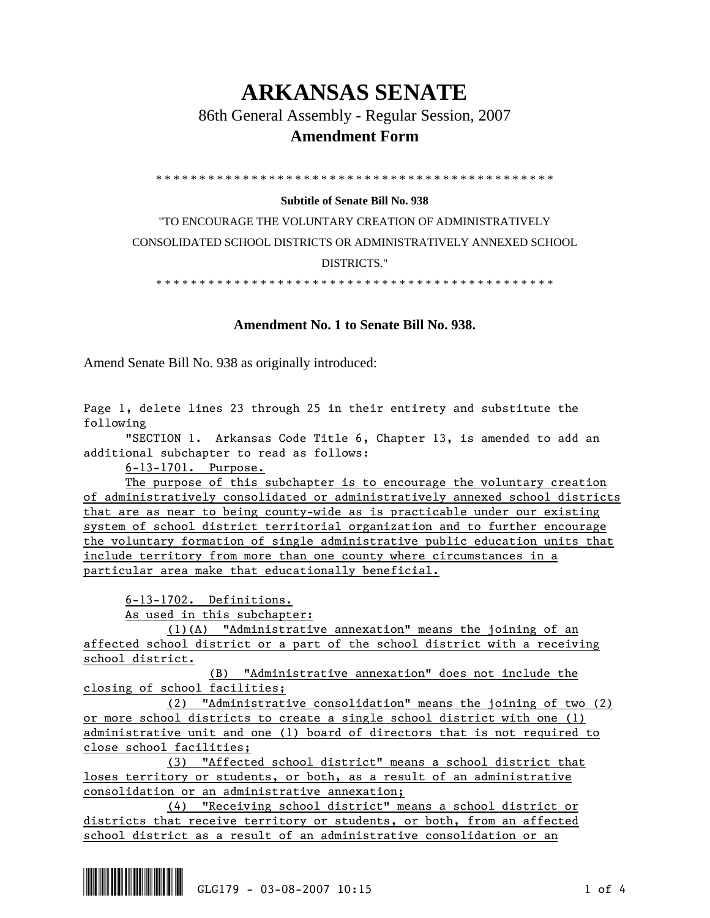# ARKANSAS SENATE

86th General Assembly - Regular Session, 2007

**Amendment Form**

\* \* \* \* \* \* \* \* \* \* \* \* \* \* \* \* \* \* \* \* \* \* \* \* \* \* \* \* \* \* \* \* \* \* \* \* \* \* \* \* \* \* \* \* \* \* \* \* \*

**Subtitle of Senate Bill No. 938**

"TO ENCOURAGE THE VOLUNTARY CREATION OF ADMINISTRATIVELY CONSOLIDATED SCHOOL DISTRICTS OR ADMINISTRATIVELY ANNEXED SCHOOL DISTRICTS."

\* \* \* \* \* \* \* \* \* \* \* \* \* \* \* \* \* \* \* \* \* \* \* \* \* \* \* \* \* \* \* \* \* \* \* \* \* \* \* \* \* \* \* \* \* \* \* \* \*

**Amendment No. 1 to Senate Bill No. 938.**

Amend Senate Bill No. 938 as originally introduced:

Page 1, delete lines 23 through 25 in their entirety and substitute the following

"SECTION 1. Arkansas Code Title 6, Chapter 13, is amended to add an additional subchapter to read as follows:

6-13-1701. Purpose.

The purpose of this subchapter is to encourage the voluntary creation of administratively consolidated or administratively annexed school districts that are as near to being county-wide as is practicable under our existing system of school district territorial organization and to further encourage the voluntary formation of single administrative public education units that include territory from more than one county where circumstances in a particular area make that educationally beneficial.

6-13-1702. Definitions.

As used in this subchapter:

(1)(A) "Administrative annexation" means the joining of an affected school district or a part of the school district with a receiving school district.

(B) "Administrative annexation" does not include the closing of school facilities;

(2) "Administrative consolidation" means the joining of two (2) or more school districts to create a single school district with one (1) administrative unit and one (1) board of directors that is not required to close school facilities;

(3) "Affected school district" means a school district that loses territory or students, or both, as a result of an administrative consolidation or an administrative annexation;

(4) "Receiving school district" means a school district or districts that receive territory or students, or both, from an affected school district as a result of an administrative consolidation or an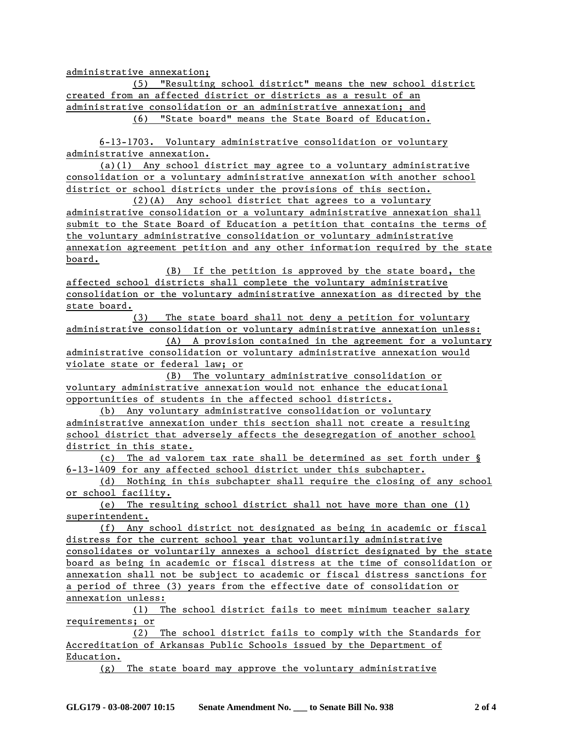administrative annexation;

(5) "Resulting school district" means the new school district created from an affected district or districts as a result of an administrative consolidation or an administrative annexation; and

(6) "State board" means the State Board of Education.

6-13-1703. Voluntary administrative consolidation or voluntary administrative annexation.

(a)(1) Any school district may agree to a voluntary administrative consolidation or a voluntary administrative annexation with another school district or school districts under the provisions of this section.

(2)(A) Any school district that agrees to a voluntary administrative consolidation or a voluntary administrative annexation shall submit to the State Board of Education a petition that contains the terms of the voluntary administrative consolidation or voluntary administrative annexation agreement petition and any other information required by the state board.

(B) If the petition is approved by the state board, the affected school districts shall complete the voluntary administrative consolidation or the voluntary administrative annexation as directed by the state board.

(3) The state board shall not deny a petition for voluntary administrative consolidation or voluntary administrative annexation unless:

(A) A provision contained in the agreement for a voluntary administrative consolidation or voluntary administrative annexation would violate state or federal law; or

(B) The voluntary administrative consolidation or voluntary administrative annexation would not enhance the educational opportunities of students in the affected school districts.

(b) Any voluntary administrative consolidation or voluntary administrative annexation under this section shall not create a resulting school district that adversely affects the desegregation of another school district in this state.

(c) The ad valorem tax rate shall be determined as set forth under § 6-13-1409 for any affected school district under this subchapter.

(d) Nothing in this subchapter shall require the closing of any school or school facility.

(e) The resulting school district shall not have more than one (1) superintendent.

(f) Any school district not designated as being in academic or fiscal distress for the current school year that voluntarily administrative consolidates or voluntarily annexes a school district designated by the state board as being in academic or fiscal distress at the time of consolidation or annexation shall not be subject to academic or fiscal distress sanctions for a period of three (3) years from the effective date of consolidation or annexation unless:

(1) The school district fails to meet minimum teacher salary requirements; or

(2) The school district fails to comply with the Standards for Accreditation of Arkansas Public Schools issued by the Department of Education.

(g) The state board may approve the voluntary administrative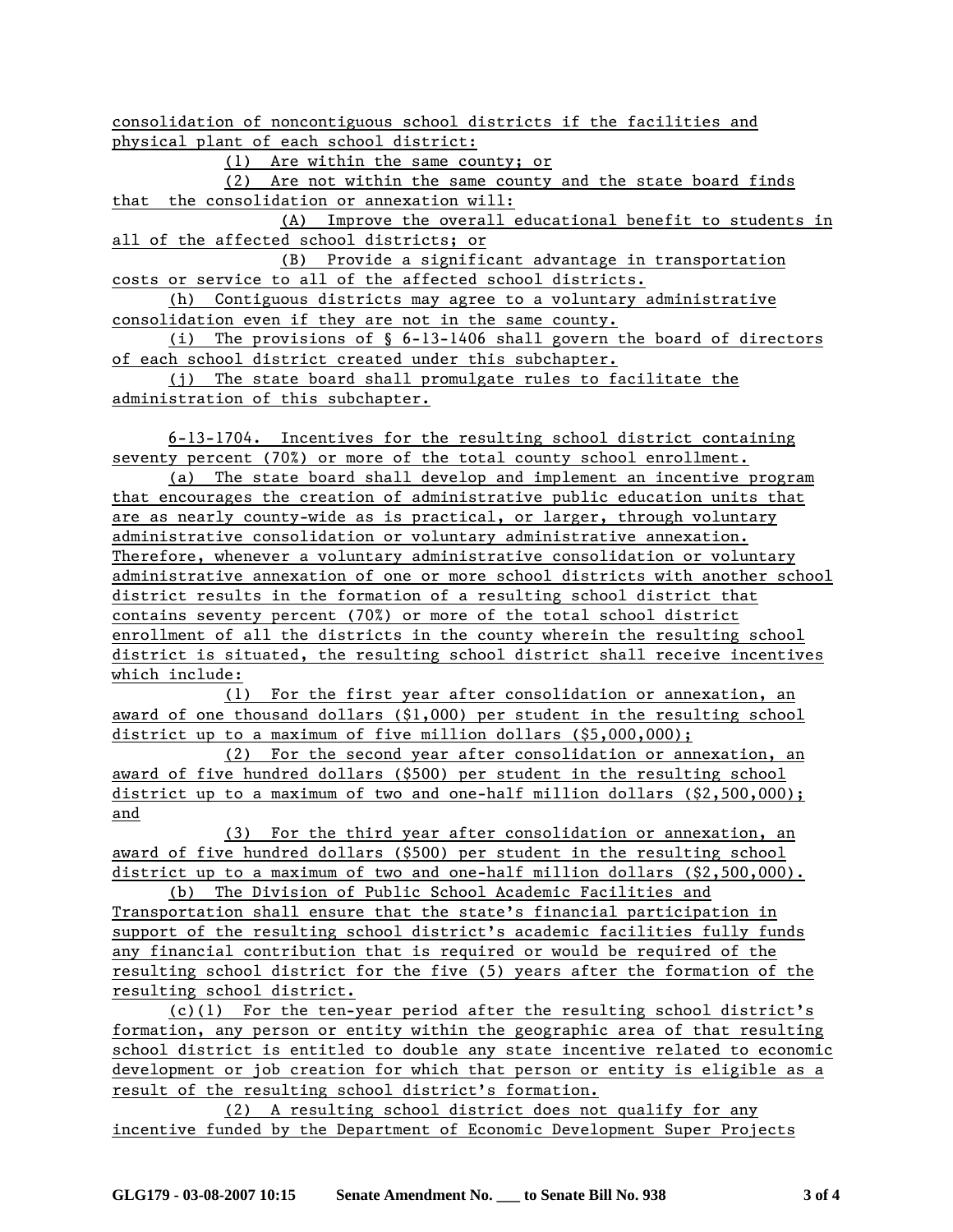consolidation of noncontiguous school districts if the facilities and physical plant of each school district:

(1) Are within the same county; or

(2) Are not within the same county and the state board finds that the consolidation or annexation will:

(A) Improve the overall educational benefit to students in all of the affected school districts; or

(B) Provide a significant advantage in transportation costs or service to all of the affected school districts.

(h) Contiguous districts may agree to a voluntary administrative consolidation even if they are not in the same county.

(i) The provisions of § 6-13-1406 shall govern the board of directors of each school district created under this subchapter.

(j) The state board shall promulgate rules to facilitate the administration of this subchapter.

6-13-1704. Incentives for the resulting school district containing seventy percent (70%) or more of the total county school enrollment.

(a) The state board shall develop and implement an incentive program that encourages the creation of administrative public education units that are as nearly county-wide as is practical, or larger, through voluntary administrative consolidation or voluntary administrative annexation. Therefore, whenever a voluntary administrative consolidation or voluntary administrative annexation of one or more school districts with another school district results in the formation of a resulting school district that contains seventy percent (70%) or more of the total school district enrollment of all the districts in the county wherein the resulting school district is situated, the resulting school district shall receive incentives which include:

(1) For the first year after consolidation or annexation, an award of one thousand dollars ($1,000) per student in the resulting school district up to a maximum of five million dollars ($5,000,000);

(2) For the second year after consolidation or annexation, an award of five hundred dollars ($500) per student in the resulting school district up to a maximum of two and one-half million dollars ($2,500,000); and

(3) For the third year after consolidation or annexation, an award of five hundred dollars ($500) per student in the resulting school district up to a maximum of two and one-half million dollars ($2,500,000).

(b) The Division of Public School Academic Facilities and Transportation shall ensure that the state's financial participation in support of the resulting school district's academic facilities fully funds any financial contribution that is required or would be required of the resulting school district for the five (5) years after the formation of the resulting school district.

(c)(1) For the ten-year period after the resulting school district's formation, any person or entity within the geographic area of that resulting school district is entitled to double any state incentive related to economic development or job creation for which that person or entity is eligible as a result of the resulting school district's formation.

(2) A resulting school district does not qualify for any incentive funded by the Department of Economic Development Super Projects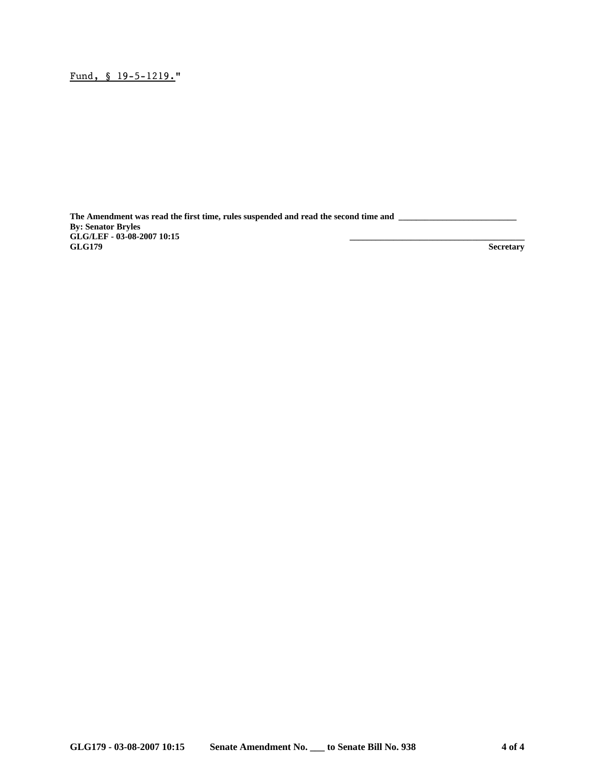Fund, § 19-5-1219."

**The Amendment was read the first time, rules suspended and read the second time and \_\_\_\_\_\_\_\_\_\_\_\_\_\_\_\_\_\_\_\_\_\_\_\_\_\_\_**
**By: Senator Bryles**
**GLG/LEF - 03-08-2007 10:15**
**GLG179**

**\_\_\_\_\_\_\_\_\_\_\_\_\_\_\_\_\_\_\_\_\_\_\_\_\_\_\_\_\_\_\_\_\_\_\_\_\_\_\_\_**
**Secretary**